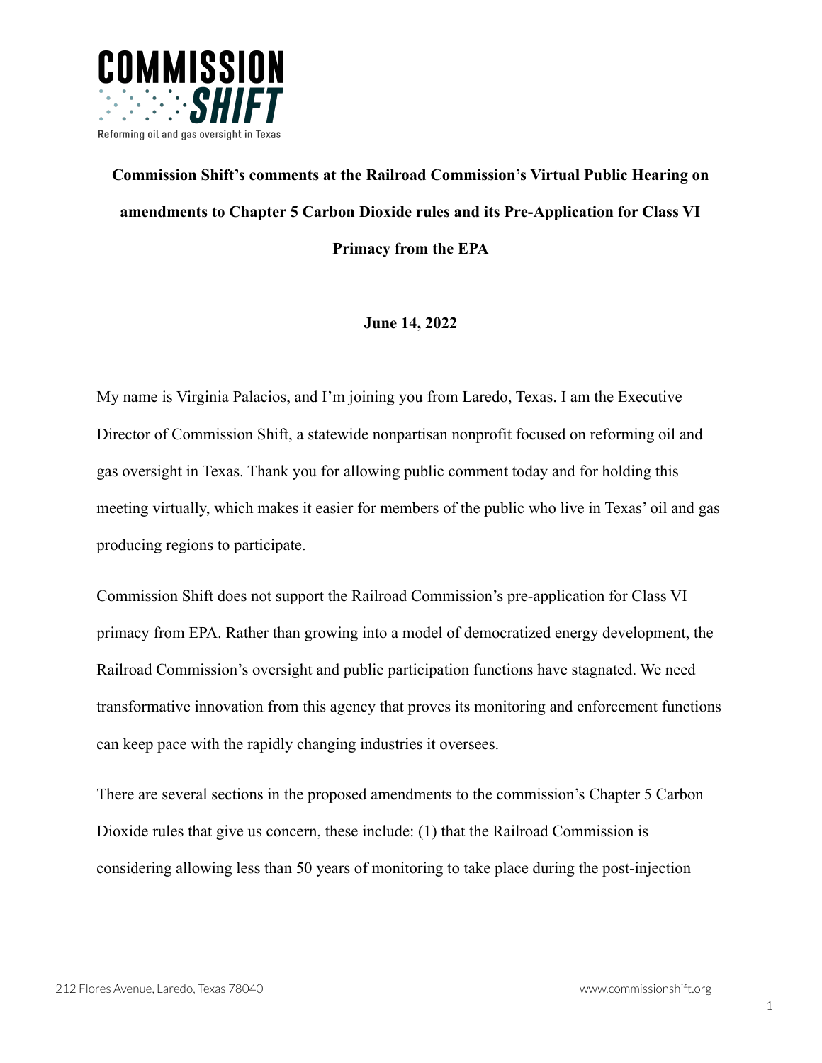**Commission Shift's comments at the Railroad Commission's Virtual Public Hearing on amendments to Chapter 5 Carbon Dioxide rules and its Pre-Application for Class VI Primacy from the EPA**

**June 14, 2022**

My name is Virginia Palacios, and I'm joining you from Laredo, Texas. I am the Executive Director of Commission Shift, a statewide nonpartisan nonprofit focused on reforming oil and gas oversight in Texas. Thank you for allowing public comment today and for holding this meeting virtually, which makes it easier for members of the public who live in Texas' oil and gas producing regions to participate.

Commission Shift does not support the Railroad Commission's pre-application for Class VI primacy from EPA. Rather than growing into a model of democratized energy development, the Railroad Commission's oversight and public participation functions have stagnated. We need transformative innovation from this agency that proves its monitoring and enforcement functions can keep pace with the rapidly changing industries it oversees.

There are several sections in the proposed amendments to the commission's Chapter 5 Carbon Dioxide rules that give us concern, these include: (1) that the Railroad Commission is considering allowing less than 50 years of monitoring to take place during the post-injection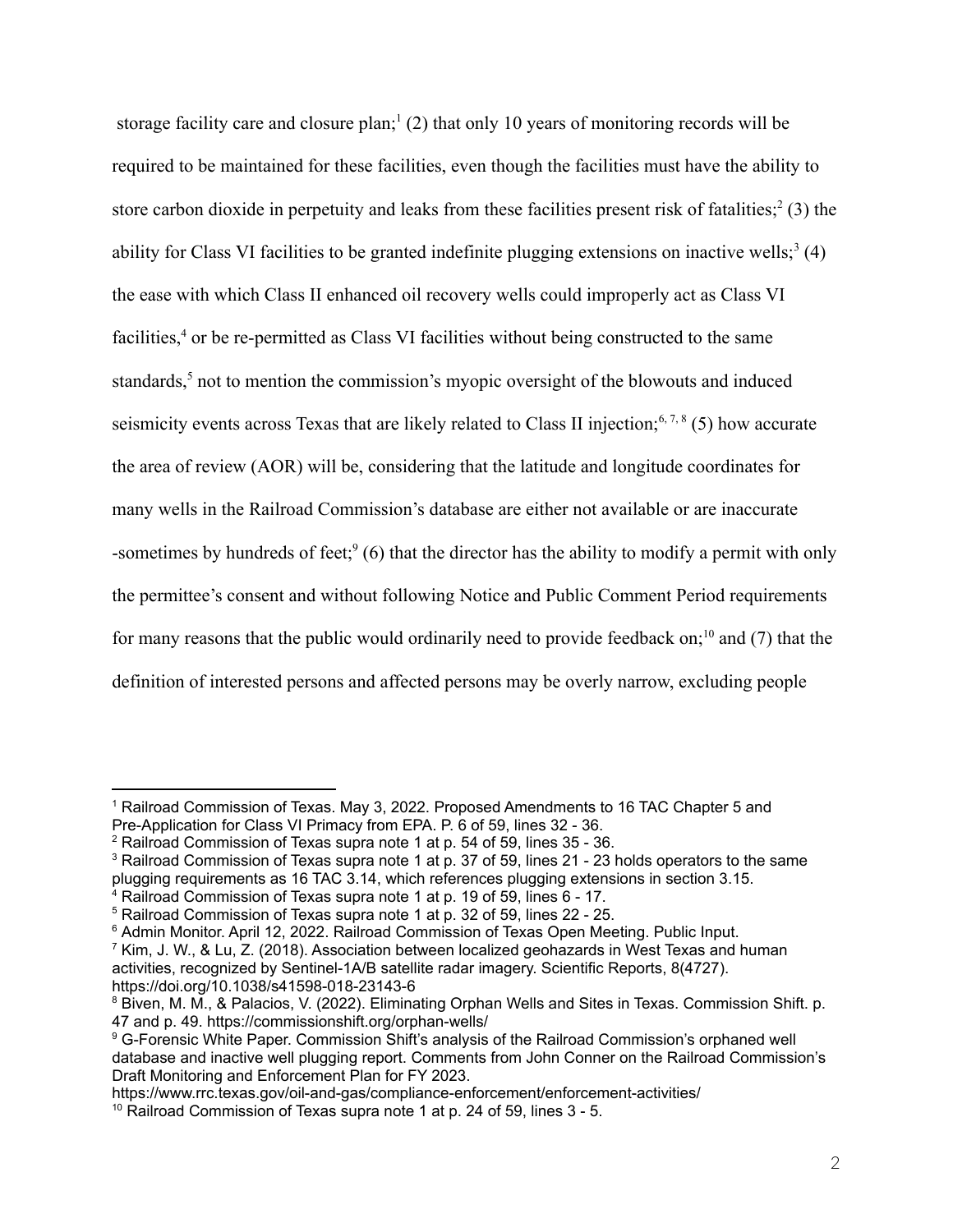storage facility care and closure plan;[1] (2) that only 10 years of monitoring records will be required to be maintained for these facilities, even though the facilities must have the ability to store carbon dioxide in perpetuity and leaks from these facilities present risk of fatalities;[2] (3) the ability for Class VI facilities to be granted indefinite plugging extensions on inactive wells;[3] (4) the ease with which Class II enhanced oil recovery wells could improperly act as Class VI facilities,[4] or be re-permitted as Class VI facilities without being constructed to the same standards,[5] not to mention the commission's myopic oversight of the blowouts and induced seismicity events across Texas that are likely related to Class II injection;[6, 7, 8] (5) how accurate the area of review (AOR) will be, considering that the latitude and longitude coordinates for many wells in the Railroad Commission's database are either not available or are inaccurate -sometimes by hundreds of feet;[9] (6) that the director has the ability to modify a permit with only the permittee's consent and without following Notice and Public Comment Period requirements for many reasons that the public would ordinarily need to provide feedback on;[10] and (7) that the definition of interested persons and affected persons may be overly narrow, excluding people

---

[1] Railroad Commission of Texas. May 3, 2022. Proposed Amendments to 16 TAC Chapter 5 and Pre-Application for Class VI Primacy from EPA. P. 6 of 59, lines 32 - 36.

[2] Railroad Commission of Texas supra note 1 at p. 54 of 59, lines 35 - 36.

[3] Railroad Commission of Texas supra note 1 at p. 37 of 59, lines 21 - 23 holds operators to the same plugging requirements as 16 TAC 3.14, which references plugging extensions in section 3.15.

[4] Railroad Commission of Texas supra note 1 at p. 19 of 59, lines 6 - 17.

[5] Railroad Commission of Texas supra note 1 at p. 32 of 59, lines 22 - 25.

[6] Admin Monitor. April 12, 2022. Railroad Commission of Texas Open Meeting. Public Input.

[7] Kim, J. W., & Lu, Z. (2018). Association between localized geohazards in West Texas and human activities, recognized by Sentinel-1A/B satellite radar imagery. Scientific Reports, 8(4727). https://doi.org/10.1038/s41598-018-23143-6

[8] Biven, M. M., & Palacios, V. (2022). Eliminating Orphan Wells and Sites in Texas. Commission Shift. p. 47 and p. 49. https://commissionshift.org/orphan-wells/

[9] G-Forensic White Paper. Commission Shift's analysis of the Railroad Commission's orphaned well database and inactive well plugging report. Comments from John Conner on the Railroad Commission's Draft Monitoring and Enforcement Plan for FY 2023. https://www.rrc.texas.gov/oil-and-gas/compliance-enforcement/enforcement-activities/

[10] Railroad Commission of Texas supra note 1 at p. 24 of 59, lines 3 - 5.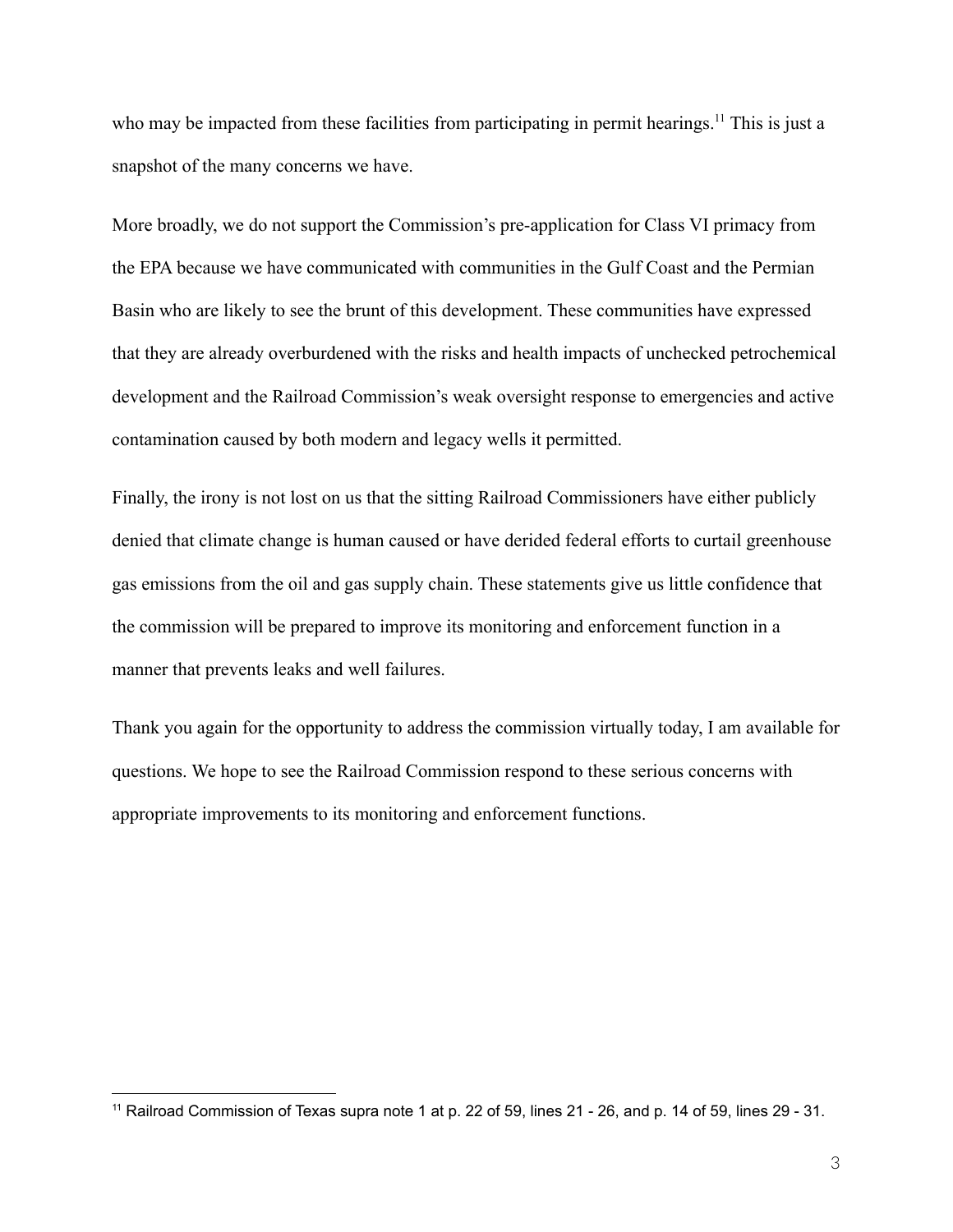who may be impacted from these facilities from participating in permit hearings.[11] This is just a snapshot of the many concerns we have.

More broadly, we do not support the Commission's pre-application for Class VI primacy from the EPA because we have communicated with communities in the Gulf Coast and the Permian Basin who are likely to see the brunt of this development. These communities have expressed that they are already overburdened with the risks and health impacts of unchecked petrochemical development and the Railroad Commission's weak oversight response to emergencies and active contamination caused by both modern and legacy wells it permitted.

Finally, the irony is not lost on us that the sitting Railroad Commissioners have either publicly denied that climate change is human caused or have derided federal efforts to curtail greenhouse gas emissions from the oil and gas supply chain. These statements give us little confidence that the commission will be prepared to improve its monitoring and enforcement function in a manner that prevents leaks and well failures.

Thank you again for the opportunity to address the commission virtually today, I am available for questions. We hope to see the Railroad Commission respond to these serious concerns with appropriate improvements to its monitoring and enforcement functions.

---

[11] Railroad Commission of Texas supra note 1 at p. 22 of 59, lines 21 - 26, and p. 14 of 59, lines 29 - 31.